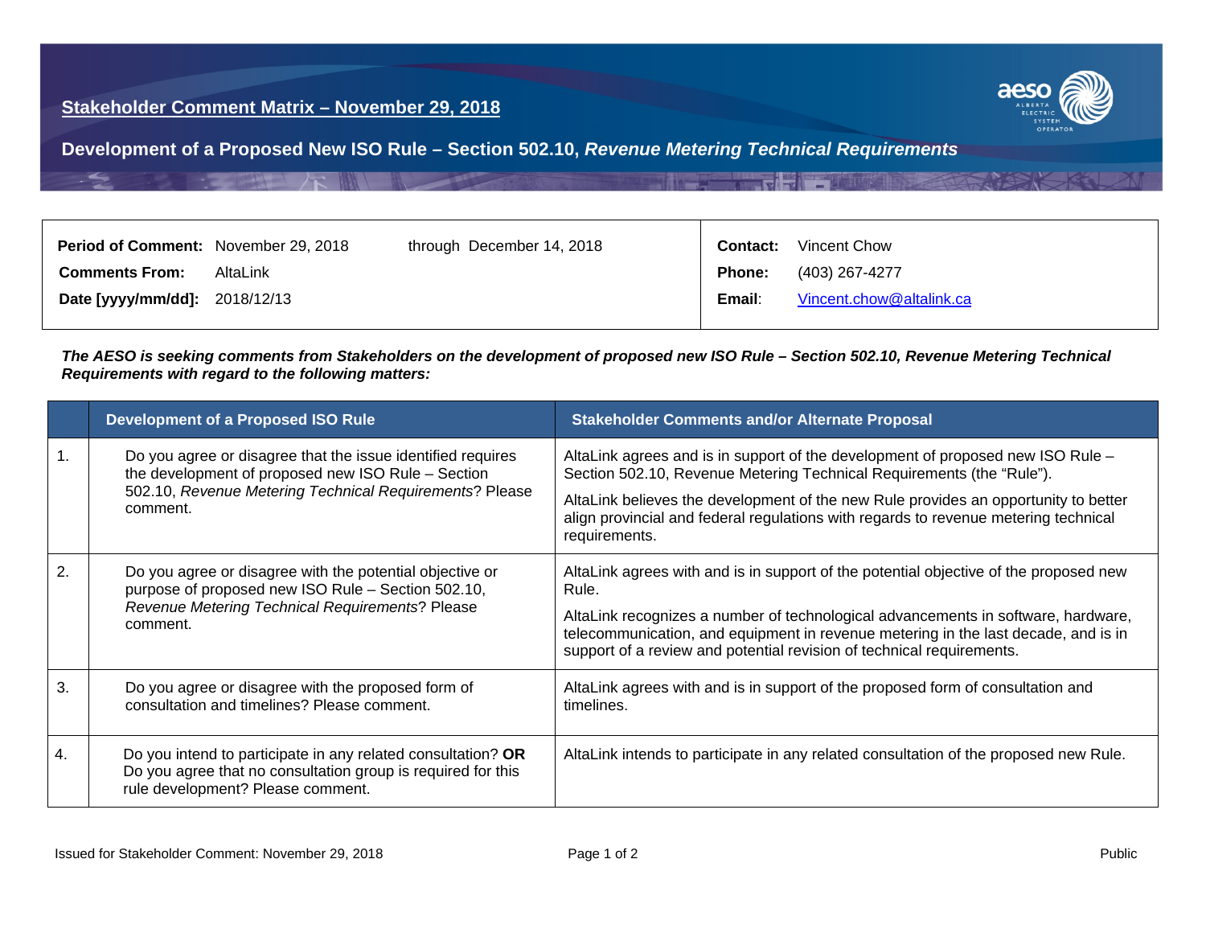## Stakeholder Comment Matrix – November 29, 2018

## Development of a Proposed New ISO Rule – Section 502.10, *Revenue Metering Technical Requirements*

| | | | |
|---|---|---|---|
| **Period of Comment:** | November 29, 2018 through December 14, 2018 | **Contact:** | Vincent Chow |
| **Comments From:** | AltaLink | **Phone:** | (403) 267-4277 |
| **Date [yyyy/mm/dd]:** | 2018/12/13 | **Email:** | Vincent.chow@altalink.ca |

***The AESO is seeking comments from Stakeholders on the development of proposed new ISO Rule – Section 502.10, Revenue Metering Technical Requirements with regard to the following matters:***

| | Development of a Proposed ISO Rule | Stakeholder Comments and/or Alternate Proposal |
|---|---|---|
| 1. | Do you agree or disagree that the issue identified requires the development of proposed new ISO Rule – Section 502.10, *Revenue Metering Technical Requirements*? Please comment. | AltaLink agrees and is in support of the development of proposed new ISO Rule – Section 502.10, Revenue Metering Technical Requirements (the "Rule").<br><br>AltaLink believes the development of the new Rule provides an opportunity to better align provincial and federal regulations with regards to revenue metering technical requirements. |
| 2. | Do you agree or disagree with the potential objective or purpose of proposed new ISO Rule – Section 502.10, *Revenue Metering Technical Requirements*? Please comment. | AltaLink agrees with and is in support of the potential objective of the proposed new Rule.<br><br>AltaLink recognizes a number of technological advancements in software, hardware, telecommunication, and equipment in revenue metering in the last decade, and is in support of a review and potential revision of technical requirements. |
| 3. | Do you agree or disagree with the proposed form of consultation and timelines? Please comment. | AltaLink agrees with and is in support of the proposed form of consultation and timelines. |
| 4. | Do you intend to participate in any related consultation? **OR** Do you agree that no consultation group is required for this rule development? Please comment. | AltaLink intends to participate in any related consultation of the proposed new Rule. |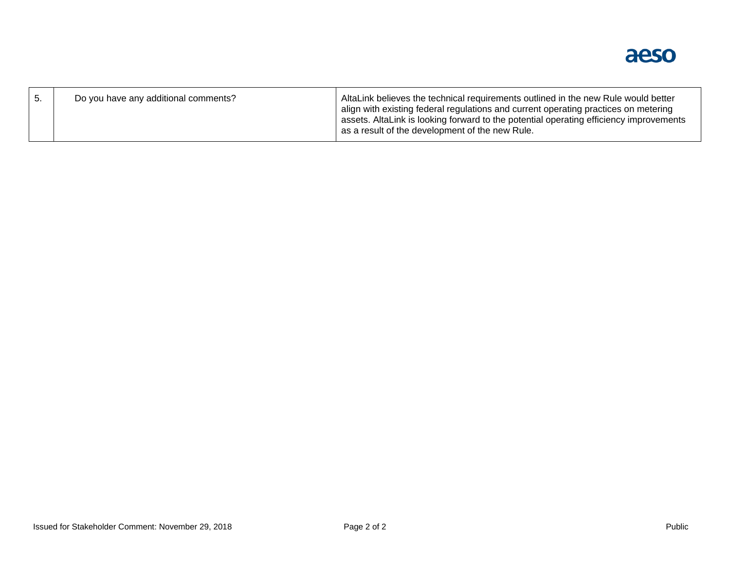| | | |
|---|---|---|
| 5. | Do you have any additional comments? | AltaLink believes the technical requirements outlined in the new Rule would better align with existing federal regulations and current operating practices on metering assets. AltaLink is looking forward to the potential operating efficiency improvements as a result of the development of the new Rule. |